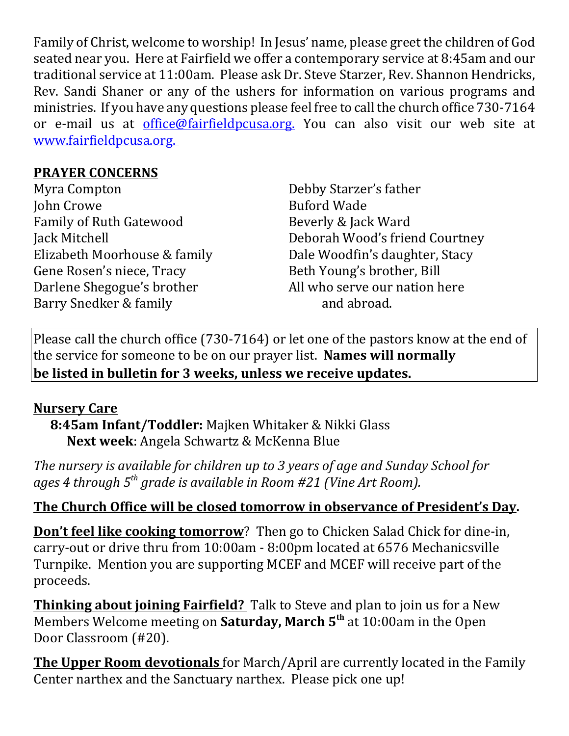Family of Christ, welcome to worship! In Jesus' name, please greet the children of God seated near you. Here at Fairfield we offer a contemporary service at 8:45am and our traditional service at 11:00am. Please ask Dr. Steve Starzer, Rev. Shannon Hendricks, Rev. Sandi Shaner or any of the ushers for information on various programs and ministries. If you have any questions please feel free to call the church office 730-7164 or e-mail us at [office@fairfieldpcusa.org.](mailto:office@fairfieldpcusa.org) You can also visit our web site at [www.fairfieldpcusa.org.](http://www.fairfieldpcusa.org)

**PRAYER CONCERNS**

Myra Compton
John Crowe
Family of Ruth Gatewood
Jack Mitchell
Elizabeth Moorhouse & family
Gene Rosen's niece, Tracy
Darlene Shegogue's brother
Barry Snedker & family
Debby Starzer's father
Buford Wade
Beverly & Jack Ward
Deborah Wood's friend Courtney
Dale Woodfin's daughter, Stacy
Beth Young's brother, Bill
All who serve our nation here and abroad.

Please call the church office (730-7164) or let one of the pastors know at the end of the service for someone to be on our prayer list. **Names will normally be listed in bulletin for 3 weeks, unless we receive updates.**

**Nursery Care**

**8:45am Infant/Toddler:** Majken Whitaker & Nikki Glass
**Next week**: Angela Schwartz & McKenna Blue

*The nursery is available for children up to 3 years of age and Sunday School for ages 4 through 5th grade is available in Room #21 (Vine Art Room).*

**The Church Office will be closed tomorrow in observance of President's Day.**

**Don't feel like cooking tomorrow**? Then go to Chicken Salad Chick for dine-in, carry-out or drive thru from 10:00am - 8:00pm located at 6576 Mechanicsville Turnpike. Mention you are supporting MCEF and MCEF will receive part of the proceeds.

**Thinking about joining Fairfield?** Talk to Steve and plan to join us for a New Members Welcome meeting on **Saturday, March 5th** at 10:00am in the Open Door Classroom (#20).

**The Upper Room devotionals** for March/April are currently located in the Family Center narthex and the Sanctuary narthex. Please pick one up!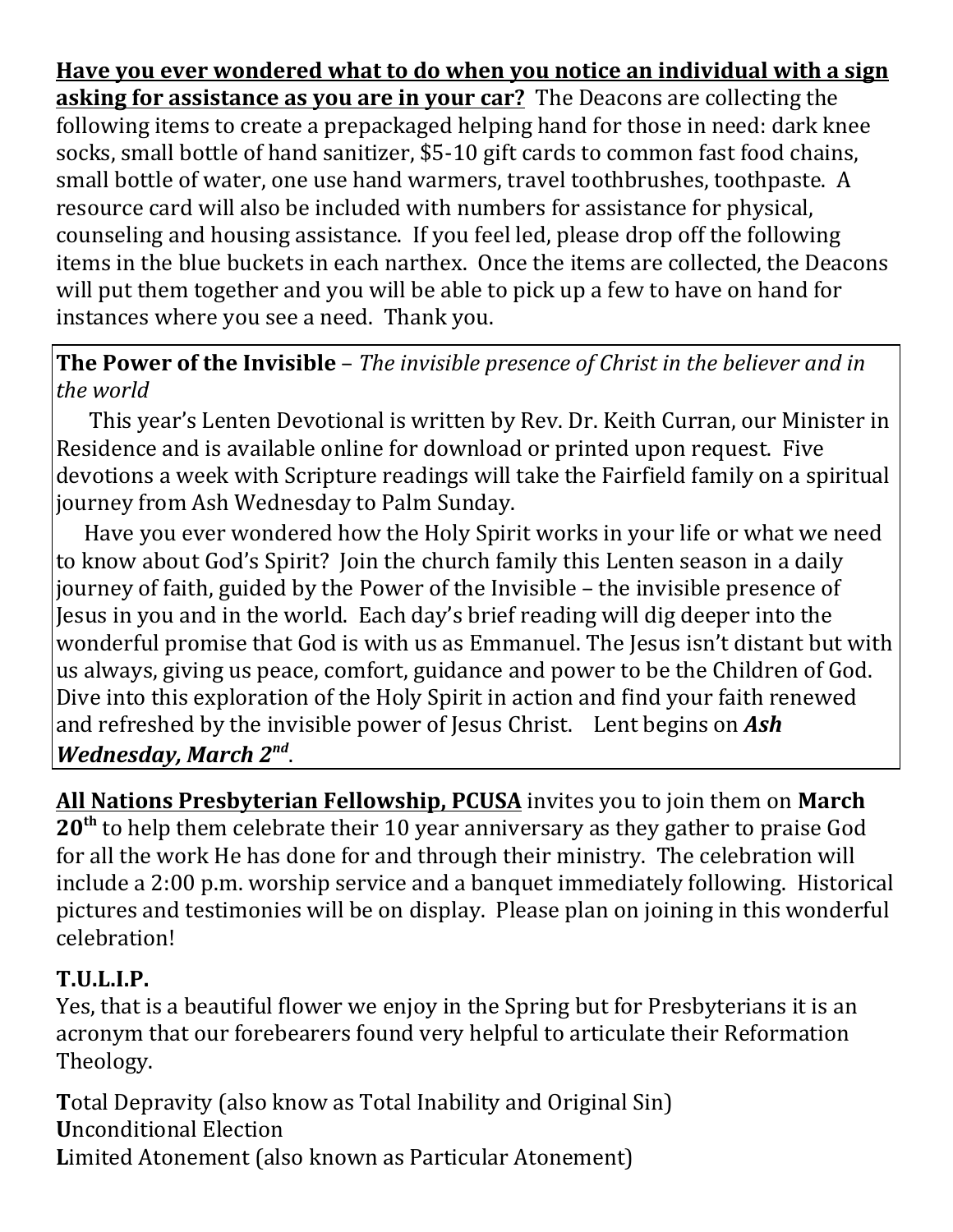**<u>Have you ever wondered what to do when you notice an individual with a sign asking for assistance as you are in your car?</u>** The Deacons are collecting the following items to create a prepackaged helping hand for those in need: dark knee socks, small bottle of hand sanitizer, $5-10 gift cards to common fast food chains, small bottle of water, one use hand warmers, travel toothbrushes, toothpaste. A resource card will also be included with numbers for assistance for physical, counseling and housing assistance. If you feel led, please drop off the following items in the blue buckets in each narthex. Once the items are collected, the Deacons will put them together and you will be able to pick up a few to have on hand for instances where you see a need. Thank you.

**The Power of the Invisible** – *The invisible presence of Christ in the believer and in the world*

This year's Lenten Devotional is written by Rev. Dr. Keith Curran, our Minister in Residence and is available online for download or printed upon request. Five devotions a week with Scripture readings will take the Fairfield family on a spiritual journey from Ash Wednesday to Palm Sunday.

Have you ever wondered how the Holy Spirit works in your life or what we need to know about God's Spirit? Join the church family this Lenten season in a daily journey of faith, guided by the Power of the Invisible – the invisible presence of Jesus in you and in the world. Each day's brief reading will dig deeper into the wonderful promise that God is with us as Emmanuel. The Jesus isn't distant but with us always, giving us peace, comfort, guidance and power to be the Children of God. Dive into this exploration of the Holy Spirit in action and find your faith renewed and refreshed by the invisible power of Jesus Christ. Lent begins on ***Ash Wednesday, March 2nd***.

**<u>All Nations Presbyterian Fellowship, PCUSA</u>** invites you to join them on **March 20th** to help them celebrate their 10 year anniversary as they gather to praise God for all the work He has done for and through their ministry. The celebration will include a 2:00 p.m. worship service and a banquet immediately following. Historical pictures and testimonies will be on display. Please plan on joining in this wonderful celebration!

**T.U.L.I.P.**

Yes, that is a beautiful flower we enjoy in the Spring but for Presbyterians it is an acronym that our forebearers found very helpful to articulate their Reformation Theology.

**T**otal Depravity (also know as Total Inability and Original Sin)
**U**nconditional Election
**L**imited Atonement (also known as Particular Atonement)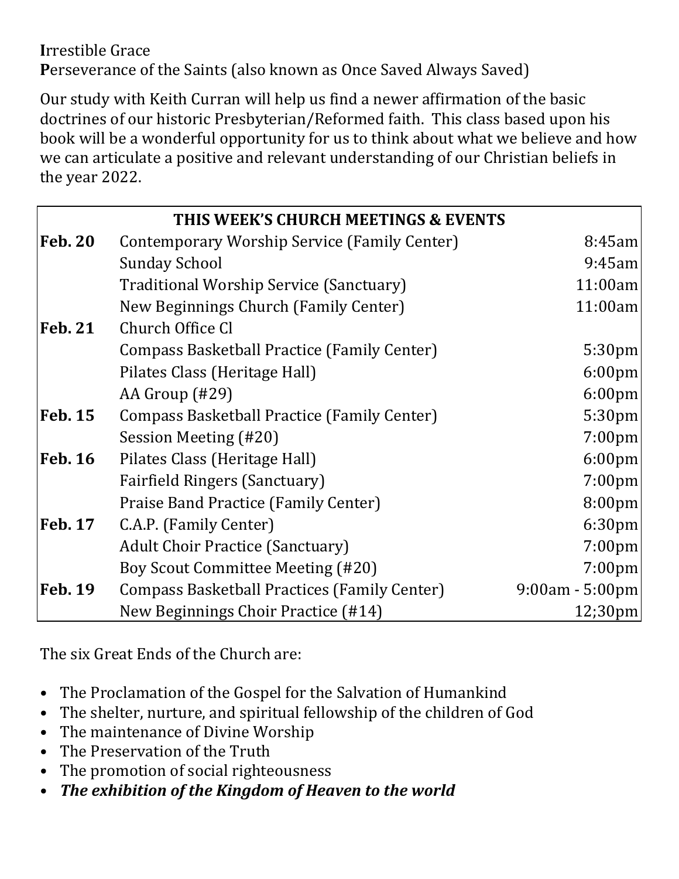**I**rrestible Grace
**P**erseverance of the Saints (also known as Once Saved Always Saved)

Our study with Keith Curran will help us find a newer affirmation of the basic doctrines of our historic Presbyterian/Reformed faith. This class based upon his book will be a wonderful opportunity for us to think about what we believe and how we can articulate a positive and relevant understanding of our Christian beliefs in the year 2022.

| THIS WEEK'S CHURCH MEETINGS & EVENTS | | |
|---|---|---|
| **Feb. 20** | Contemporary Worship Service (Family Center) | 8:45am |
| | Sunday School | 9:45am |
| | Traditional Worship Service (Sanctuary) | 11:00am |
| | New Beginnings Church (Family Center) | 11:00am |
| **Feb. 21** | Church Office Cl | |
| | Compass Basketball Practice (Family Center) | 5:30pm |
| | Pilates Class (Heritage Hall) | 6:00pm |
| | AA Group (#29) | 6:00pm |
| **Feb. 15** | Compass Basketball Practice (Family Center) | 5:30pm |
| | Session Meeting (#20) | 7:00pm |
| **Feb. 16** | Pilates Class (Heritage Hall) | 6:00pm |
| | Fairfield Ringers (Sanctuary) | 7:00pm |
| | Praise Band Practice (Family Center) | 8:00pm |
| **Feb. 17** | C.A.P. (Family Center) | 6:30pm |
| | Adult Choir Practice (Sanctuary) | 7:00pm |
| | Boy Scout Committee Meeting (#20) | 7:00pm |
| **Feb. 19** | Compass Basketball Practices (Family Center) | 9:00am - 5:00pm |
| | New Beginnings Choir Practice (#14) | 12;30pm |

The six Great Ends of the Church are:

- The Proclamation of the Gospel for the Salvation of Humankind
- The shelter, nurture, and spiritual fellowship of the children of God
- The maintenance of Divine Worship
- The Preservation of the Truth
- The promotion of social righteousness
- ***The exhibition of the Kingdom of Heaven to the world***